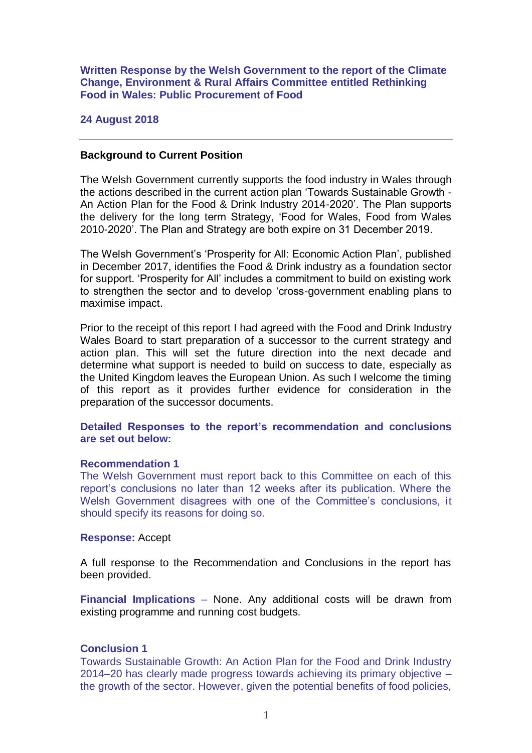**Written Response by the Welsh Government to the report of the Climate Change, Environment & Rural Affairs Committee entitled Rethinking Food in Wales: Public Procurement of Food**

**24 August 2018**

---

**Background to Current Position**

The Welsh Government currently supports the food industry in Wales through the actions described in the current action plan 'Towards Sustainable Growth - An Action Plan for the Food & Drink Industry 2014-2020'. The Plan supports the delivery for the long term Strategy, 'Food for Wales, Food from Wales 2010-2020'. The Plan and Strategy are both expire on 31 December 2019.

The Welsh Government's 'Prosperity for All: Economic Action Plan', published in December 2017, identifies the Food & Drink industry as a foundation sector for support. 'Prosperity for All' includes a commitment to build on existing work to strengthen the sector and to develop 'cross-government enabling plans to maximise impact.

Prior to the receipt of this report I had agreed with the Food and Drink Industry Wales Board to start preparation of a successor to the current strategy and action plan. This will set the future direction into the next decade and determine what support is needed to build on success to date, especially as the United Kingdom leaves the European Union. As such I welcome the timing of this report as it provides further evidence for consideration in the preparation of the successor documents.

**Detailed Responses to the report's recommendation and conclusions are set out below:**

**Recommendation 1**

The Welsh Government must report back to this Committee on each of this report's conclusions no later than 12 weeks after its publication. Where the Welsh Government disagrees with one of the Committee's conclusions, it should specify its reasons for doing so.

**Response:** Accept

A full response to the Recommendation and Conclusions in the report has been provided.

**Financial Implications** – None. Any additional costs will be drawn from existing programme and running cost budgets.

**Conclusion 1**

Towards Sustainable Growth: An Action Plan for the Food and Drink Industry 2014–20 has clearly made progress towards achieving its primary objective – the growth of the sector. However, given the potential benefits of food policies,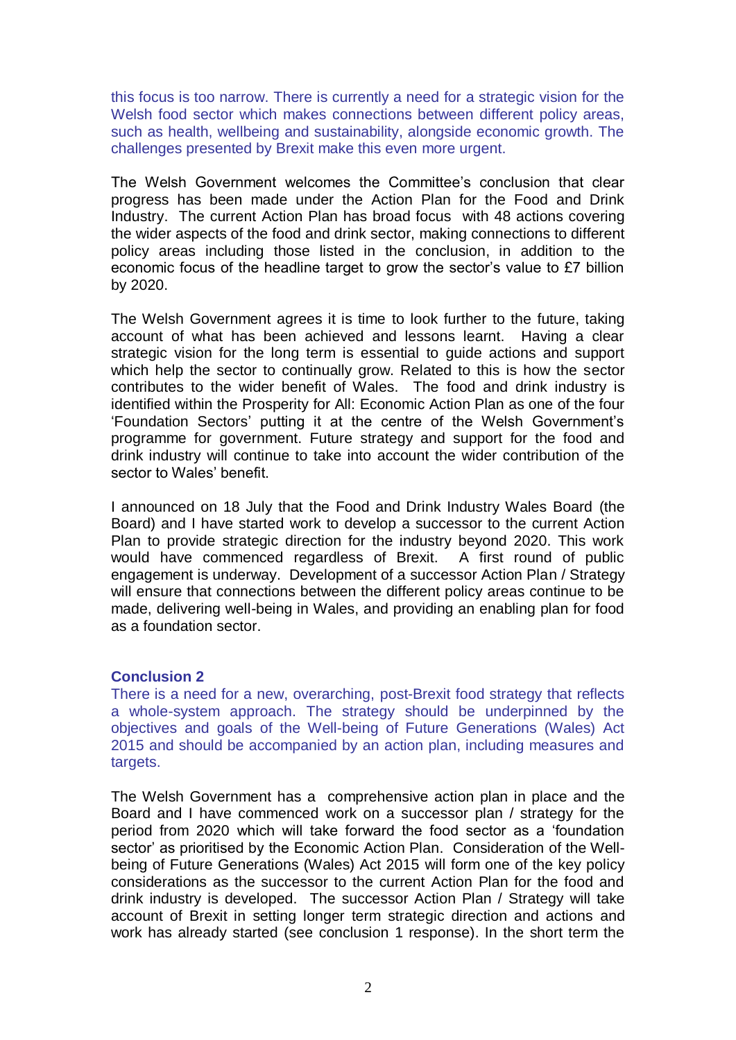this focus is too narrow. There is currently a need for a strategic vision for the Welsh food sector which makes connections between different policy areas, such as health, wellbeing and sustainability, alongside economic growth. The challenges presented by Brexit make this even more urgent.

The Welsh Government welcomes the Committee's conclusion that clear progress has been made under the Action Plan for the Food and Drink Industry. The current Action Plan has broad focus with 48 actions covering the wider aspects of the food and drink sector, making connections to different policy areas including those listed in the conclusion, in addition to the economic focus of the headline target to grow the sector's value to £7 billion by 2020.

The Welsh Government agrees it is time to look further to the future, taking account of what has been achieved and lessons learnt. Having a clear strategic vision for the long term is essential to guide actions and support which help the sector to continually grow. Related to this is how the sector contributes to the wider benefit of Wales. The food and drink industry is identified within the Prosperity for All: Economic Action Plan as one of the four 'Foundation Sectors' putting it at the centre of the Welsh Government's programme for government. Future strategy and support for the food and drink industry will continue to take into account the wider contribution of the sector to Wales' benefit.

I announced on 18 July that the Food and Drink Industry Wales Board (the Board) and I have started work to develop a successor to the current Action Plan to provide strategic direction for the industry beyond 2020. This work would have commenced regardless of Brexit. A first round of public engagement is underway. Development of a successor Action Plan / Strategy will ensure that connections between the different policy areas continue to be made, delivering well-being in Wales, and providing an enabling plan for food as a foundation sector.

**Conclusion 2**

There is a need for a new, overarching, post-Brexit food strategy that reflects a whole-system approach. The strategy should be underpinned by the objectives and goals of the Well-being of Future Generations (Wales) Act 2015 and should be accompanied by an action plan, including measures and targets.

The Welsh Government has a comprehensive action plan in place and the Board and I have commenced work on a successor plan / strategy for the period from 2020 which will take forward the food sector as a 'foundation sector' as prioritised by the Economic Action Plan. Consideration of the Well-being of Future Generations (Wales) Act 2015 will form one of the key policy considerations as the successor to the current Action Plan for the food and drink industry is developed. The successor Action Plan / Strategy will take account of Brexit in setting longer term strategic direction and actions and work has already started (see conclusion 1 response). In the short term the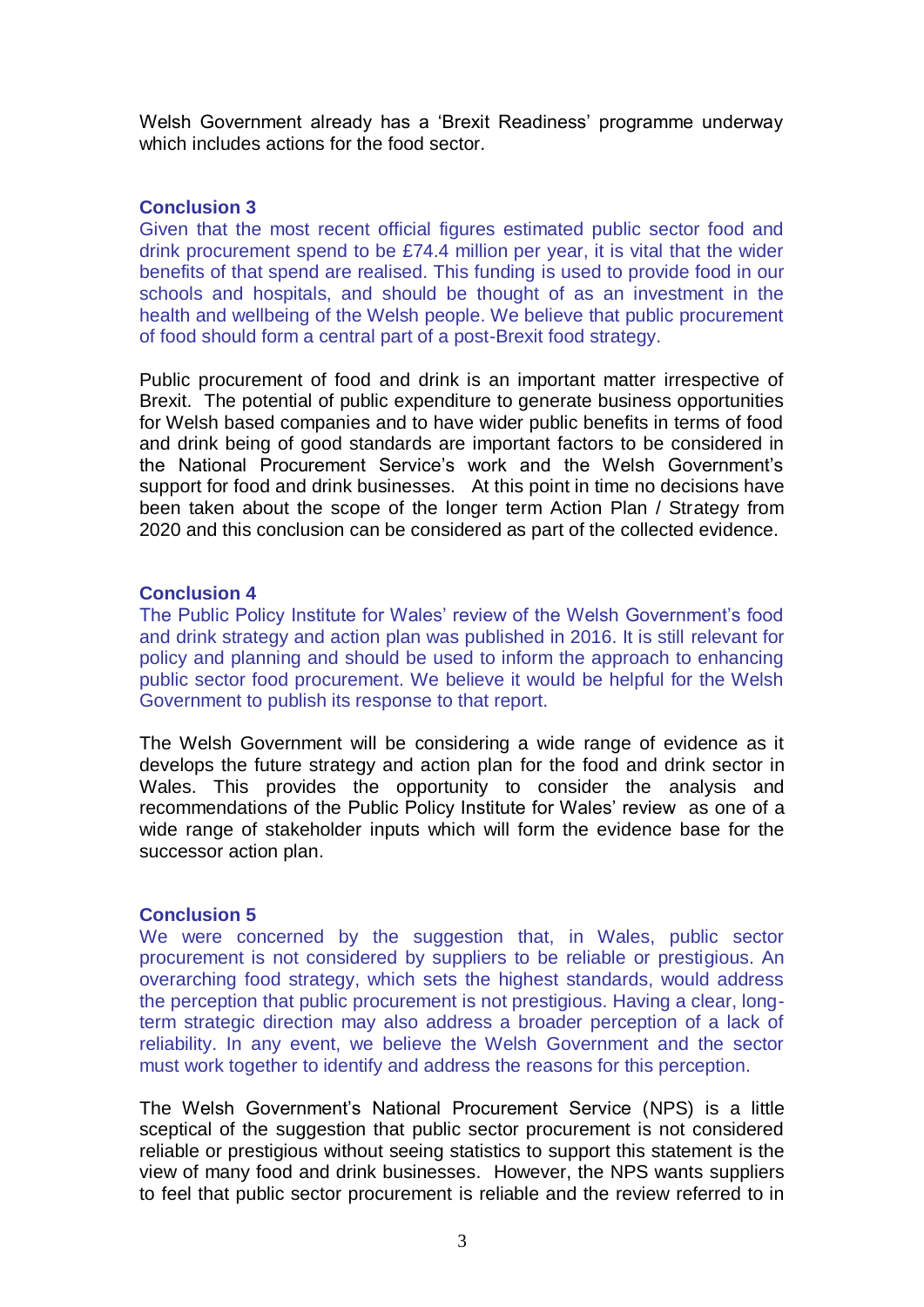Welsh Government already has a 'Brexit Readiness' programme underway which includes actions for the food sector.

**Conclusion 3**

Given that the most recent official figures estimated public sector food and drink procurement spend to be £74.4 million per year, it is vital that the wider benefits of that spend are realised. This funding is used to provide food in our schools and hospitals, and should be thought of as an investment in the health and wellbeing of the Welsh people. We believe that public procurement of food should form a central part of a post-Brexit food strategy.

Public procurement of food and drink is an important matter irrespective of Brexit. The potential of public expenditure to generate business opportunities for Welsh based companies and to have wider public benefits in terms of food and drink being of good standards are important factors to be considered in the National Procurement Service's work and the Welsh Government's support for food and drink businesses. At this point in time no decisions have been taken about the scope of the longer term Action Plan / Strategy from 2020 and this conclusion can be considered as part of the collected evidence.

**Conclusion 4**

The Public Policy Institute for Wales' review of the Welsh Government's food and drink strategy and action plan was published in 2016. It is still relevant for policy and planning and should be used to inform the approach to enhancing public sector food procurement. We believe it would be helpful for the Welsh Government to publish its response to that report.

The Welsh Government will be considering a wide range of evidence as it develops the future strategy and action plan for the food and drink sector in Wales. This provides the opportunity to consider the analysis and recommendations of the Public Policy Institute for Wales' review as one of a wide range of stakeholder inputs which will form the evidence base for the successor action plan.

**Conclusion 5**

We were concerned by the suggestion that, in Wales, public sector procurement is not considered by suppliers to be reliable or prestigious. An overarching food strategy, which sets the highest standards, would address the perception that public procurement is not prestigious. Having a clear, long-term strategic direction may also address a broader perception of a lack of reliability. In any event, we believe the Welsh Government and the sector must work together to identify and address the reasons for this perception.

The Welsh Government's National Procurement Service (NPS) is a little sceptical of the suggestion that public sector procurement is not considered reliable or prestigious without seeing statistics to support this statement is the view of many food and drink businesses. However, the NPS wants suppliers to feel that public sector procurement is reliable and the review referred to in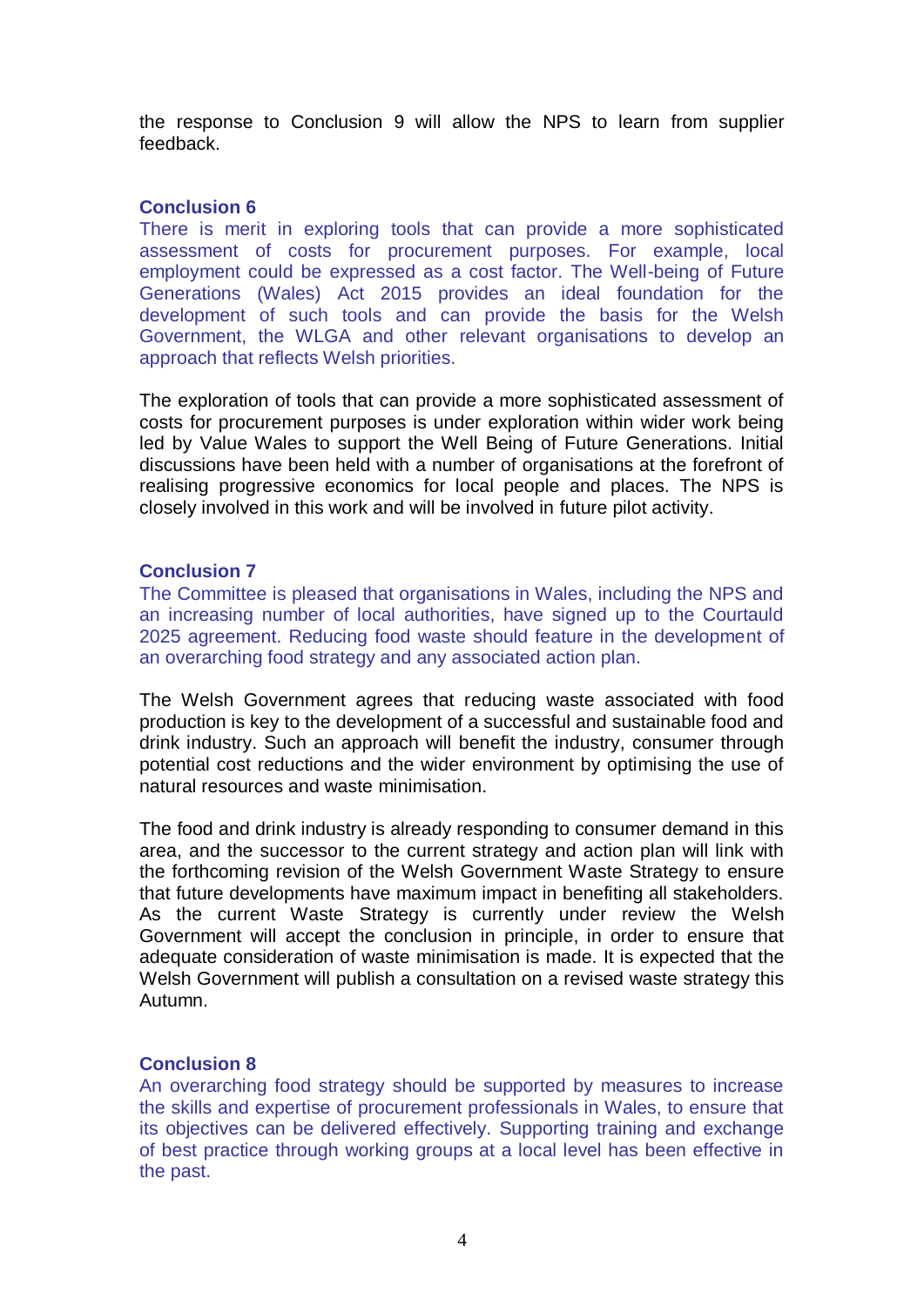the response to Conclusion 9 will allow the NPS to learn from supplier feedback.

### Conclusion 6

There is merit in exploring tools that can provide a more sophisticated assessment of costs for procurement purposes. For example, local employment could be expressed as a cost factor. The Well-being of Future Generations (Wales) Act 2015 provides an ideal foundation for the development of such tools and can provide the basis for the Welsh Government, the WLGA and other relevant organisations to develop an approach that reflects Welsh priorities.

The exploration of tools that can provide a more sophisticated assessment of costs for procurement purposes is under exploration within wider work being led by Value Wales to support the Well Being of Future Generations. Initial discussions have been held with a number of organisations at the forefront of realising progressive economics for local people and places. The NPS is closely involved in this work and will be involved in future pilot activity.

### Conclusion 7

The Committee is pleased that organisations in Wales, including the NPS and an increasing number of local authorities, have signed up to the Courtauld 2025 agreement. Reducing food waste should feature in the development of an overarching food strategy and any associated action plan.

The Welsh Government agrees that reducing waste associated with food production is key to the development of a successful and sustainable food and drink industry. Such an approach will benefit the industry, consumer through potential cost reductions and the wider environment by optimising the use of natural resources and waste minimisation.

The food and drink industry is already responding to consumer demand in this area, and the successor to the current strategy and action plan will link with the forthcoming revision of the Welsh Government Waste Strategy to ensure that future developments have maximum impact in benefiting all stakeholders. As the current Waste Strategy is currently under review the Welsh Government will accept the conclusion in principle, in order to ensure that adequate consideration of waste minimisation is made. It is expected that the Welsh Government will publish a consultation on a revised waste strategy this Autumn.

### Conclusion 8

An overarching food strategy should be supported by measures to increase the skills and expertise of procurement professionals in Wales, to ensure that its objectives can be delivered effectively. Supporting training and exchange of best practice through working groups at a local level has been effective in the past.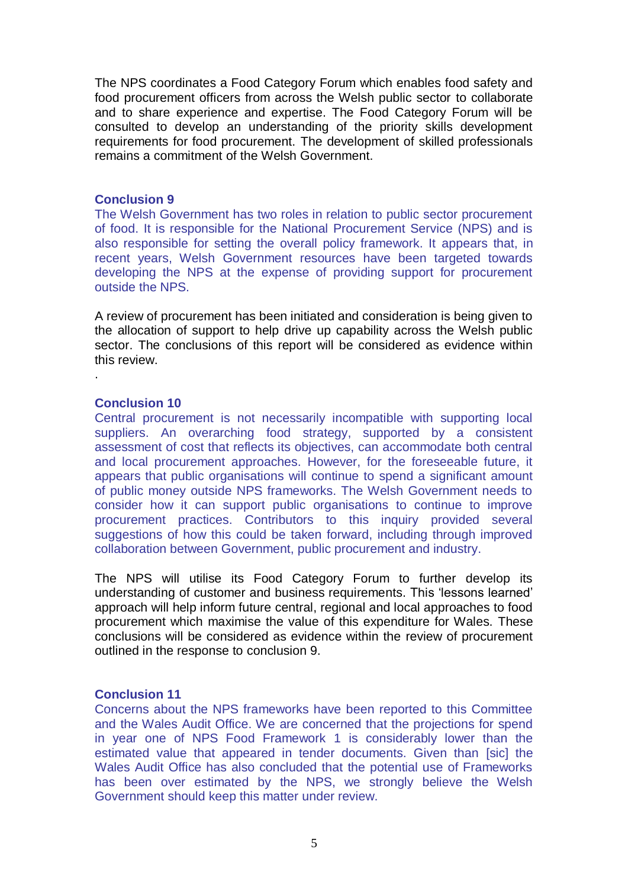The NPS coordinates a Food Category Forum which enables food safety and food procurement officers from across the Welsh public sector to collaborate and to share experience and expertise. The Food Category Forum will be consulted to develop an understanding of the priority skills development requirements for food procurement. The development of skilled professionals remains a commitment of the Welsh Government.

**Conclusion 9**

The Welsh Government has two roles in relation to public sector procurement of food. It is responsible for the National Procurement Service (NPS) and is also responsible for setting the overall policy framework. It appears that, in recent years, Welsh Government resources have been targeted towards developing the NPS at the expense of providing support for procurement outside the NPS.

A review of procurement has been initiated and consideration is being given to the allocation of support to help drive up capability across the Welsh public sector. The conclusions of this report will be considered as evidence within this review.

.

**Conclusion 10**

Central procurement is not necessarily incompatible with supporting local suppliers. An overarching food strategy, supported by a consistent assessment of cost that reflects its objectives, can accommodate both central and local procurement approaches. However, for the foreseeable future, it appears that public organisations will continue to spend a significant amount of public money outside NPS frameworks. The Welsh Government needs to consider how it can support public organisations to continue to improve procurement practices. Contributors to this inquiry provided several suggestions of how this could be taken forward, including through improved collaboration between Government, public procurement and industry.

The NPS will utilise its Food Category Forum to further develop its understanding of customer and business requirements. This 'lessons learned' approach will help inform future central, regional and local approaches to food procurement which maximise the value of this expenditure for Wales. These conclusions will be considered as evidence within the review of procurement outlined in the response to conclusion 9.

**Conclusion 11**

Concerns about the NPS frameworks have been reported to this Committee and the Wales Audit Office. We are concerned that the projections for spend in year one of NPS Food Framework 1 is considerably lower than the estimated value that appeared in tender documents. Given than [sic] the Wales Audit Office has also concluded that the potential use of Frameworks has been over estimated by the NPS, we strongly believe the Welsh Government should keep this matter under review.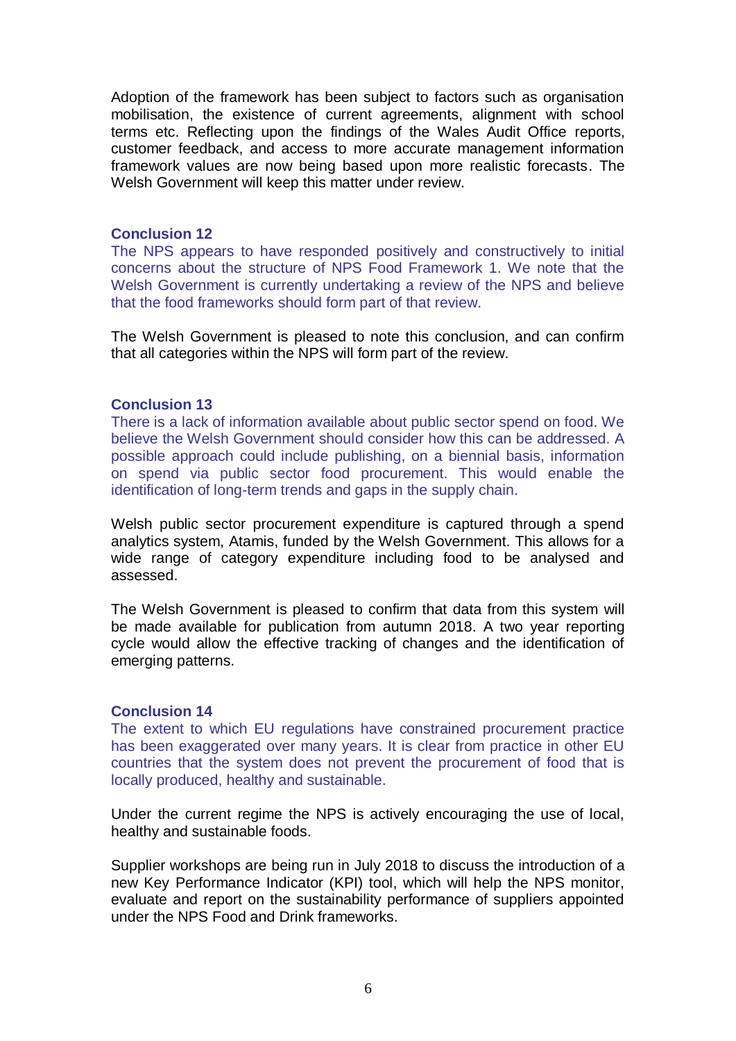Adoption of the framework has been subject to factors such as organisation mobilisation, the existence of current agreements, alignment with school terms etc. Reflecting upon the findings of the Wales Audit Office reports, customer feedback, and access to more accurate management information framework values are now being based upon more realistic forecasts. The Welsh Government will keep this matter under review.

### Conclusion 12

The NPS appears to have responded positively and constructively to initial concerns about the structure of NPS Food Framework 1. We note that the Welsh Government is currently undertaking a review of the NPS and believe that the food frameworks should form part of that review.

The Welsh Government is pleased to note this conclusion, and can confirm that all categories within the NPS will form part of the review.

### Conclusion 13

There is a lack of information available about public sector spend on food. We believe the Welsh Government should consider how this can be addressed. A possible approach could include publishing, on a biennial basis, information on spend via public sector food procurement. This would enable the identification of long-term trends and gaps in the supply chain.

Welsh public sector procurement expenditure is captured through a spend analytics system, Atamis, funded by the Welsh Government. This allows for a wide range of category expenditure including food to be analysed and assessed.

The Welsh Government is pleased to confirm that data from this system will be made available for publication from autumn 2018. A two year reporting cycle would allow the effective tracking of changes and the identification of emerging patterns.

### Conclusion 14

The extent to which EU regulations have constrained procurement practice has been exaggerated over many years. It is clear from practice in other EU countries that the system does not prevent the procurement of food that is locally produced, healthy and sustainable.

Under the current regime the NPS is actively encouraging the use of local, healthy and sustainable foods.

Supplier workshops are being run in July 2018 to discuss the introduction of a new Key Performance Indicator (KPI) tool, which will help the NPS monitor, evaluate and report on the sustainability performance of suppliers appointed under the NPS Food and Drink frameworks.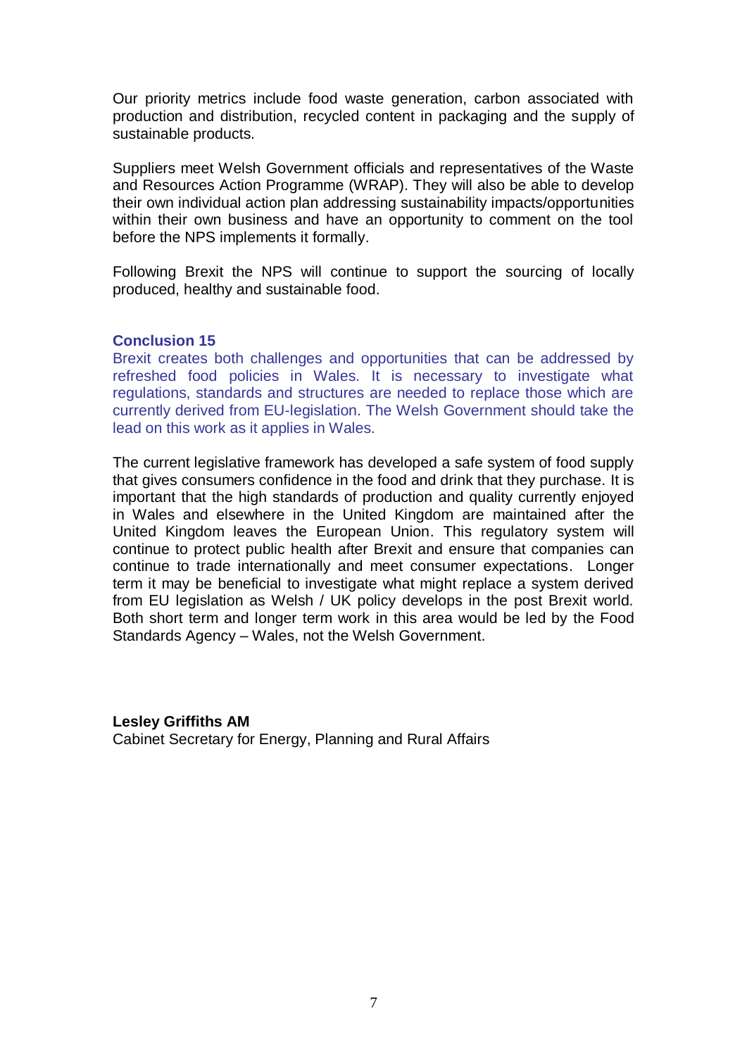Our priority metrics include food waste generation, carbon associated with production and distribution, recycled content in packaging and the supply of sustainable products.

Suppliers meet Welsh Government officials and representatives of the Waste and Resources Action Programme (WRAP). They will also be able to develop their own individual action plan addressing sustainability impacts/opportunities within their own business and have an opportunity to comment on the tool before the NPS implements it formally.

Following Brexit the NPS will continue to support the sourcing of locally produced, healthy and sustainable food.

**Conclusion 15**

Brexit creates both challenges and opportunities that can be addressed by refreshed food policies in Wales. It is necessary to investigate what regulations, standards and structures are needed to replace those which are currently derived from EU-legislation. The Welsh Government should take the lead on this work as it applies in Wales.

The current legislative framework has developed a safe system of food supply that gives consumers confidence in the food and drink that they purchase. It is important that the high standards of production and quality currently enjoyed in Wales and elsewhere in the United Kingdom are maintained after the United Kingdom leaves the European Union. This regulatory system will continue to protect public health after Brexit and ensure that companies can continue to trade internationally and meet consumer expectations. Longer term it may be beneficial to investigate what might replace a system derived from EU legislation as Welsh / UK policy develops in the post Brexit world. Both short term and longer term work in this area would be led by the Food Standards Agency – Wales, not the Welsh Government.

**Lesley Griffiths AM**
Cabinet Secretary for Energy, Planning and Rural Affairs